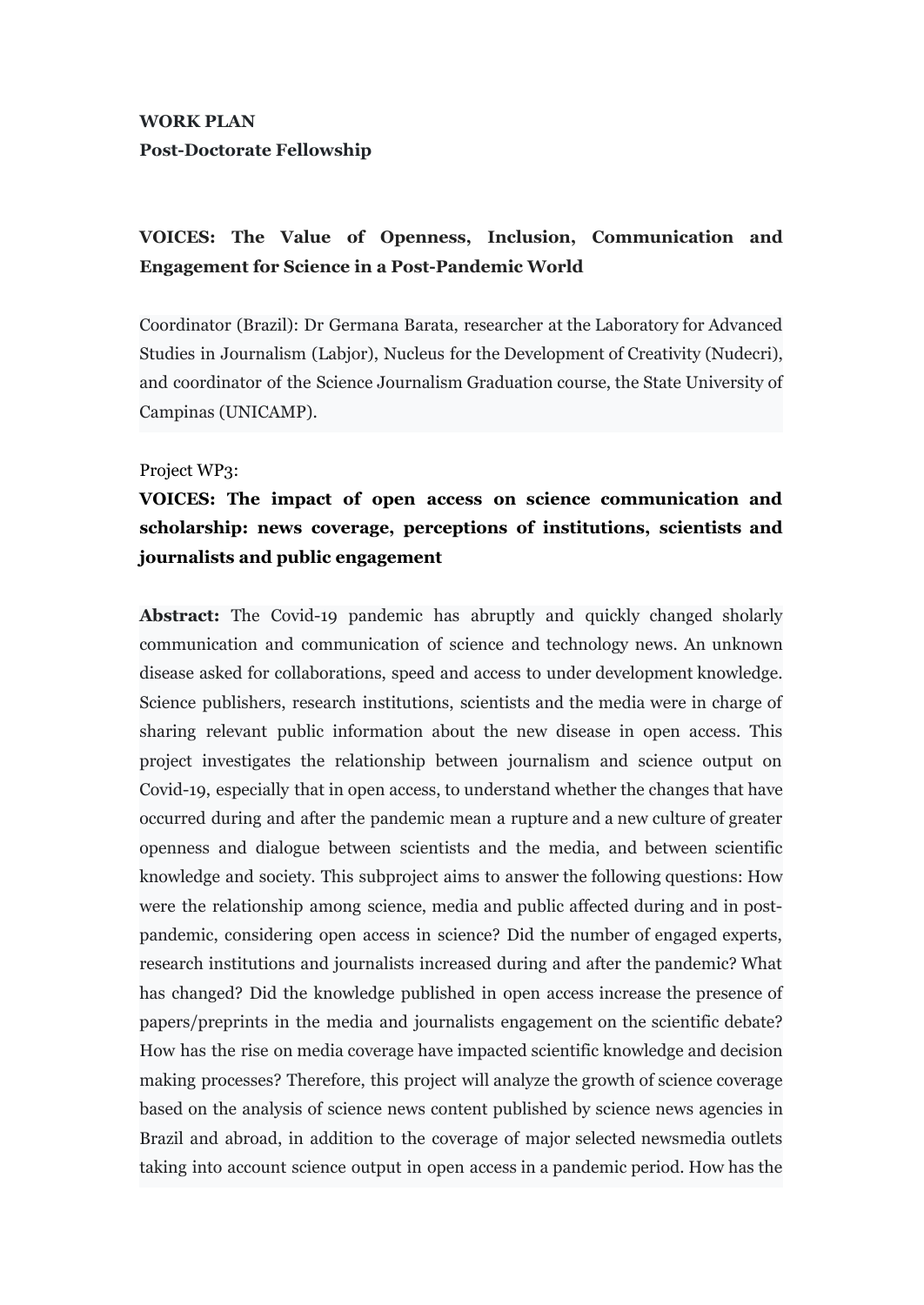**WORK PLAN**
**Post-Doctorate Fellowship**

**VOICES: The Value of Openness, Inclusion, Communication and Engagement for Science in a Post-Pandemic World**

Coordinator (Brazil): Dr Germana Barata, researcher at the Laboratory for Advanced Studies in Journalism (Labjor), Nucleus for the Development of Creativity (Nudecri), and coordinator of the Science Journalism Graduation course, the State University of Campinas (UNICAMP).

Project WP3:

**VOICES: The impact of open access on science communication and scholarship: news coverage, perceptions of institutions, scientists and journalists and public engagement**

**Abstract:** The Covid-19 pandemic has abruptly and quickly changed sholarly communication and communication of science and technology news. An unknown disease asked for collaborations, speed and access to under development knowledge. Science publishers, research institutions, scientists and the media were in charge of sharing relevant public information about the new disease in open access. This project investigates the relationship between journalism and science output on Covid-19, especially that in open access, to understand whether the changes that have occurred during and after the pandemic mean a rupture and a new culture of greater openness and dialogue between scientists and the media, and between scientific knowledge and society. This subproject aims to answer the following questions: How were the relationship among science, media and public affected during and in post-pandemic, considering open access in science? Did the number of engaged experts, research institutions and journalists increased during and after the pandemic? What has changed? Did the knowledge published in open access increase the presence of papers/preprints in the media and journalists engagement on the scientific debate? How has the rise on media coverage have impacted scientific knowledge and decision making processes? Therefore, this project will analyze the growth of science coverage based on the analysis of science news content published by science news agencies in Brazil and abroad, in addition to the coverage of major selected newsmedia outlets taking into account science output in open access in a pandemic period. How has the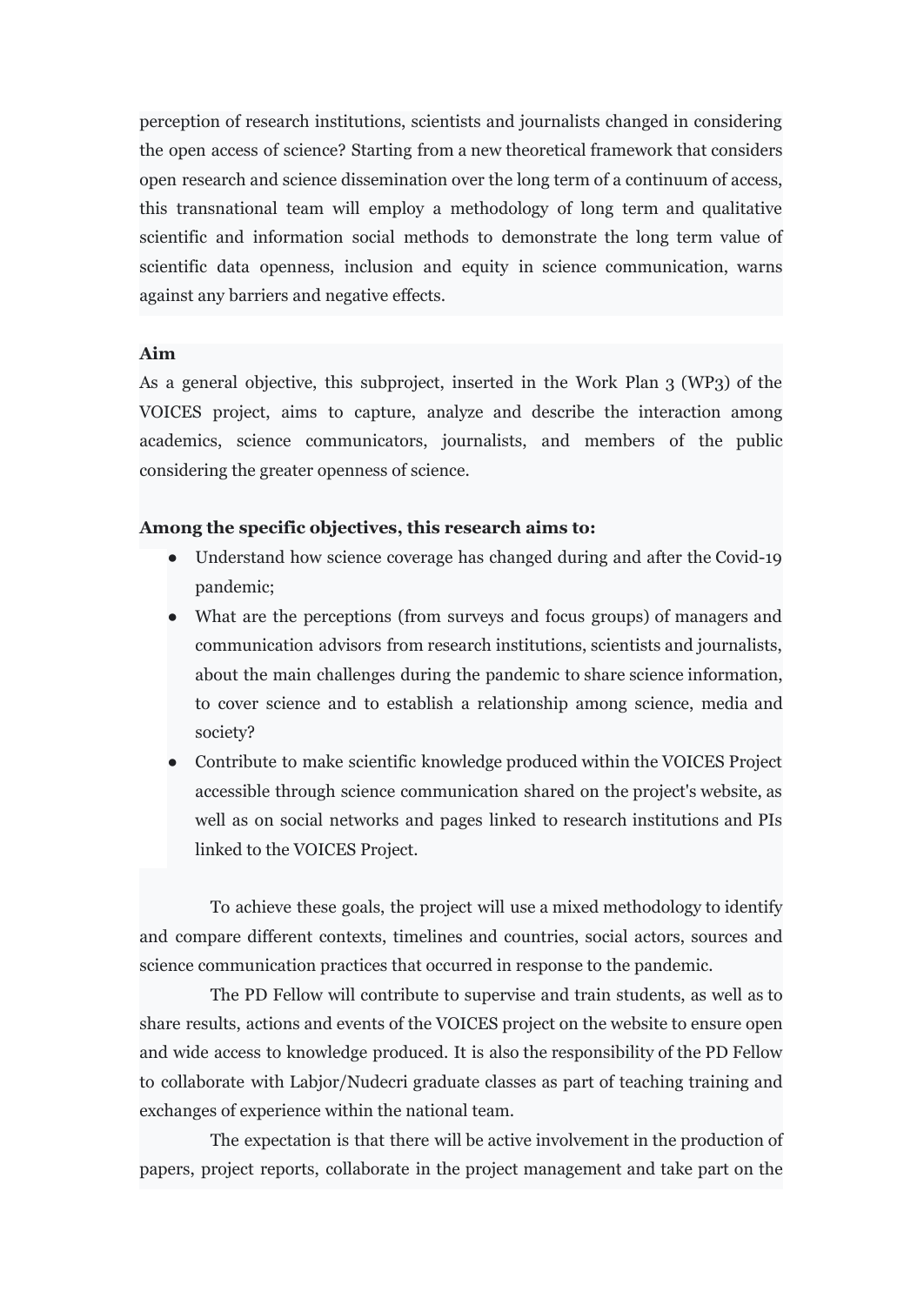perception of research institutions, scientists and journalists changed in considering the open access of science? Starting from a new theoretical framework that considers open research and science dissemination over the long term of a continuum of access, this transnational team will employ a methodology of long term and qualitative scientific and information social methods to demonstrate the long term value of scientific data openness, inclusion and equity in science communication, warns against any barriers and negative effects.

**Aim**

As a general objective, this subproject, inserted in the Work Plan 3 (WP3) of the VOICES project, aims to capture, analyze and describe the interaction among academics, science communicators, journalists, and members of the public considering the greater openness of science.

**Among the specific objectives, this research aims to:**

- Understand how science coverage has changed during and after the Covid-19 pandemic;
- What are the perceptions (from surveys and focus groups) of managers and communication advisors from research institutions, scientists and journalists, about the main challenges during the pandemic to share science information, to cover science and to establish a relationship among science, media and society?
- Contribute to make scientific knowledge produced within the VOICES Project accessible through science communication shared on the project's website, as well as on social networks and pages linked to research institutions and PIs linked to the VOICES Project.

To achieve these goals, the project will use a mixed methodology to identify and compare different contexts, timelines and countries, social actors, sources and science communication practices that occurred in response to the pandemic.

The PD Fellow will contribute to supervise and train students, as well as to share results, actions and events of the VOICES project on the website to ensure open and wide access to knowledge produced. It is also the responsibility of the PD Fellow to collaborate with Labjor/Nudecri graduate classes as part of teaching training and exchanges of experience within the national team.

The expectation is that there will be active involvement in the production of papers, project reports, collaborate in the project management and take part on the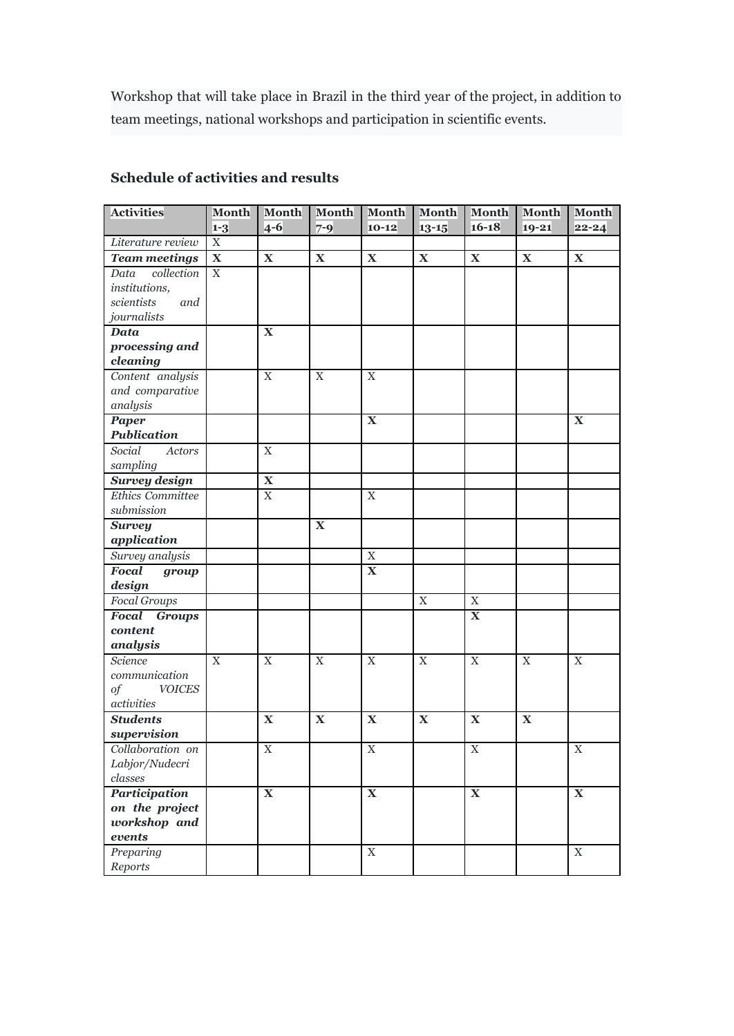Workshop that will take place in Brazil in the third year of the project, in addition to team meetings, national workshops and participation in scientific events.

### Schedule of activities and results

| Activities | Month 1-3 | Month 4-6 | Month 7-9 | Month 10-12 | Month 13-15 | Month 16-18 | Month 19-21 | Month 22-24 |
|---|---|---|---|---|---|---|---|---|
| *Literature review* | X | | | | | | | |
| ***Team meetings*** | **X** | **X** | **X** | **X** | **X** | **X** | **X** | **X** |
| *Data collection institutions, scientists and journalists* | X | | | | | | | |
| ***Data processing and cleaning*** | | **X** | | | | | | |
| *Content analysis and comparative analysis* | | X | X | X | | | | |
| ***Paper Publication*** | | | | **X** | | | | **X** |
| *Social Actors sampling* | | X | | | | | | |
| ***Survey design*** | | **X** | | | | | | |
| *Ethics Committee submission* | | X | | X | | | | |
| ***Survey application*** | | | **X** | | | | | |
| *Survey analysis* | | | | X | | | | |
| ***Focal group design*** | | | | **X** | | | | |
| *Focal Groups* | | | | | X | X | | |
| ***Focal Groups content analysis*** | | | | | | **X** | | |
| *Science communication of VOICES activities* | X | X | X | X | X | X | X | X |
| ***Students supervision*** | | **X** | **X** | **X** | **X** | **X** | **X** | |
| *Collaboration on Labjor/Nudecri classes* | | X | | X | | X | | X |
| ***Participation on the project workshop and events*** | | **X** | | **X** | | **X** | | **X** |
| *Preparing Reports* | | | | X | | | | X |